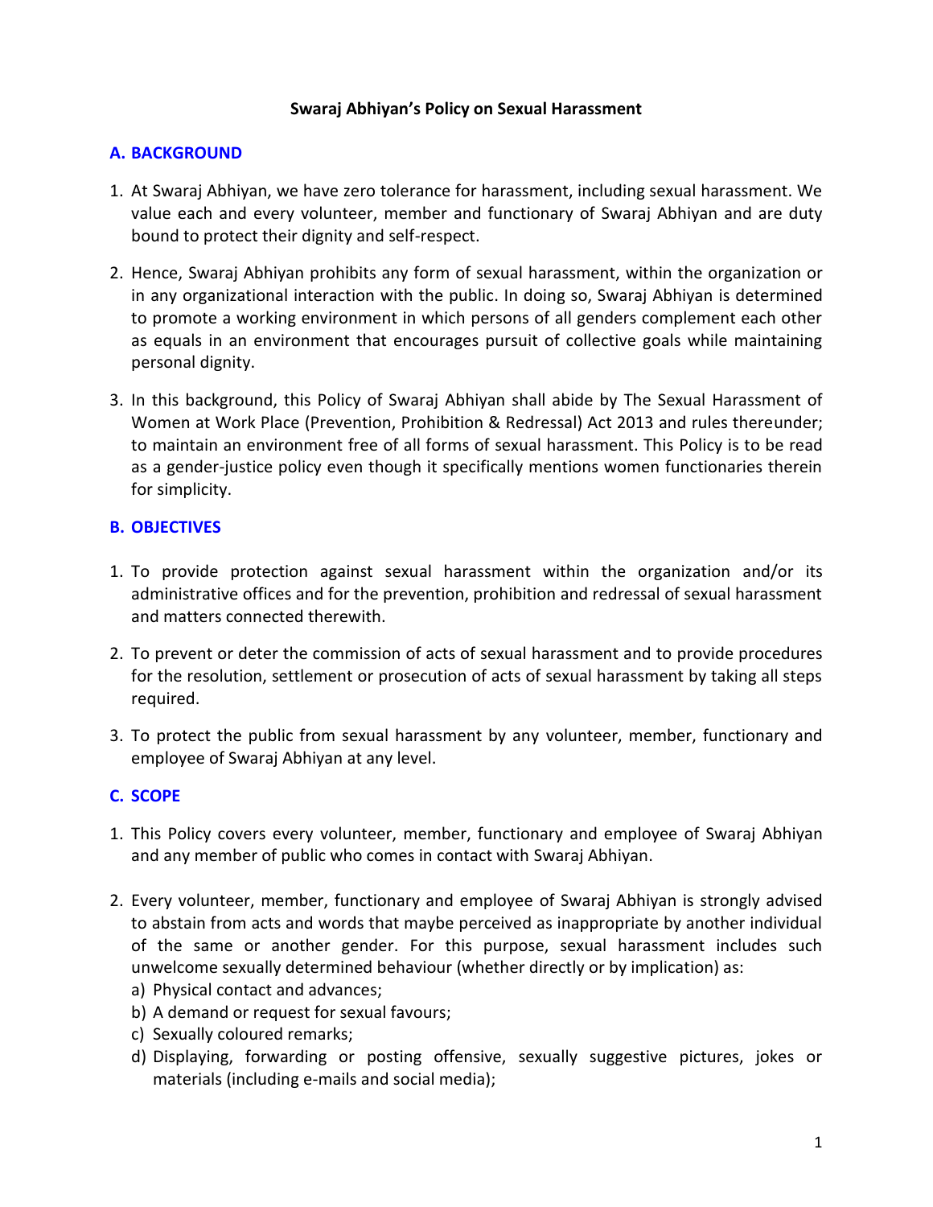**Swaraj Abhiyan's Policy on Sexual Harassment**

## A. BACKGROUND

1. At Swaraj Abhiyan, we have zero tolerance for harassment, including sexual harassment. We value each and every volunteer, member and functionary of Swaraj Abhiyan and are duty bound to protect their dignity and self-respect.

2. Hence, Swaraj Abhiyan prohibits any form of sexual harassment, within the organization or in any organizational interaction with the public. In doing so, Swaraj Abhiyan is determined to promote a working environment in which persons of all genders complement each other as equals in an environment that encourages pursuit of collective goals while maintaining personal dignity.

3. In this background, this Policy of Swaraj Abhiyan shall abide by The Sexual Harassment of Women at Work Place (Prevention, Prohibition & Redressal) Act 2013 and rules thereunder; to maintain an environment free of all forms of sexual harassment. This Policy is to be read as a gender-justice policy even though it specifically mentions women functionaries therein for simplicity.

## B. OBJECTIVES

1. To provide protection against sexual harassment within the organization and/or its administrative offices and for the prevention, prohibition and redressal of sexual harassment and matters connected therewith.

2. To prevent or deter the commission of acts of sexual harassment and to provide procedures for the resolution, settlement or prosecution of acts of sexual harassment by taking all steps required.

3. To protect the public from sexual harassment by any volunteer, member, functionary and employee of Swaraj Abhiyan at any level.

## C. SCOPE

1. This Policy covers every volunteer, member, functionary and employee of Swaraj Abhiyan and any member of public who comes in contact with Swaraj Abhiyan.

2. Every volunteer, member, functionary and employee of Swaraj Abhiyan is strongly advised to abstain from acts and words that maybe perceived as inappropriate by another individual of the same or another gender. For this purpose, sexual harassment includes such unwelcome sexually determined behaviour (whether directly or by implication) as:
   a) Physical contact and advances;
   b) A demand or request for sexual favours;
   c) Sexually coloured remarks;
   d) Displaying, forwarding or posting offensive, sexually suggestive pictures, jokes or materials (including e-mails and social media);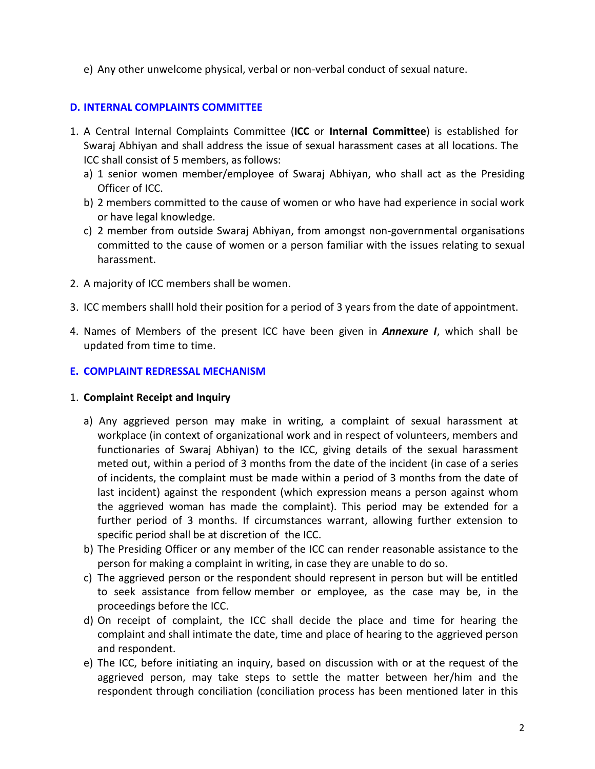e) Any other unwelcome physical, verbal or non-verbal conduct of sexual nature.

## D. INTERNAL COMPLAINTS COMMITTEE

1. A Central Internal Complaints Committee (**ICC** or **Internal Committee**) is established for Swaraj Abhiyan and shall address the issue of sexual harassment cases at all locations. The ICC shall consist of 5 members, as follows:
   a) 1 senior women member/employee of Swaraj Abhiyan, who shall act as the Presiding Officer of ICC.
   b) 2 members committed to the cause of women or who have had experience in social work or have legal knowledge.
   c) 2 member from outside Swaraj Abhiyan, from amongst non-governmental organisations committed to the cause of women or a person familiar with the issues relating to sexual harassment.

2. A majority of ICC members shall be women.

3. ICC members shalll hold their position for a period of 3 years from the date of appointment.

4. Names of Members of the present ICC have been given in ***Annexure I***, which shall be updated from time to time.

## E. COMPLAINT REDRESSAL MECHANISM

1. **Complaint Receipt and Inquiry**

   a) Any aggrieved person may make in writing, a complaint of sexual harassment at workplace (in context of organizational work and in respect of volunteers, members and functionaries of Swaraj Abhiyan) to the ICC, giving details of the sexual harassment meted out, within a period of 3 months from the date of the incident (in case of a series of incidents, the complaint must be made within a period of 3 months from the date of last incident) against the respondent (which expression means a person against whom the aggrieved woman has made the complaint). This period may be extended for a further period of 3 months. If circumstances warrant, allowing further extension to specific period shall be at discretion of the ICC.
   b) The Presiding Officer or any member of the ICC can render reasonable assistance to the person for making a complaint in writing, in case they are unable to do so.
   c) The aggrieved person or the respondent should represent in person but will be entitled to seek assistance from fellow member or employee, as the case may be, in the proceedings before the ICC.
   d) On receipt of complaint, the ICC shall decide the place and time for hearing the complaint and shall intimate the date, time and place of hearing to the aggrieved person and respondent.
   e) The ICC, before initiating an inquiry, based on discussion with or at the request of the aggrieved person, may take steps to settle the matter between her/him and the respondent through conciliation (conciliation process has been mentioned later in this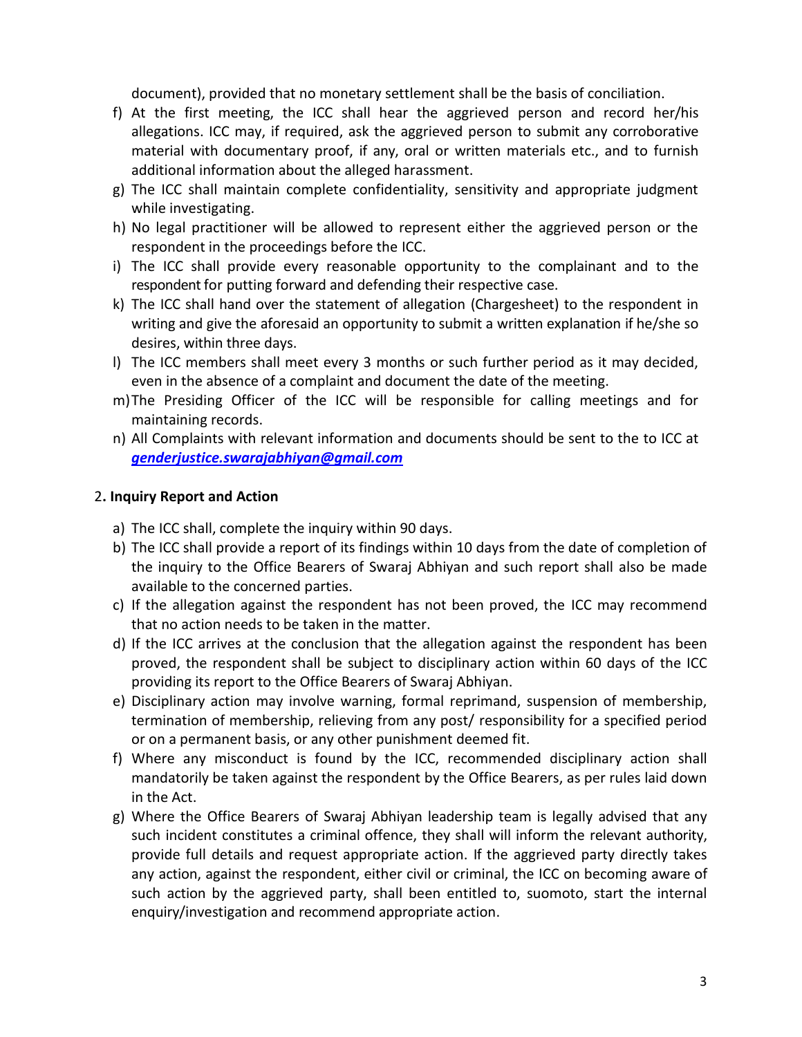document), provided that no monetary settlement shall be the basis of conciliation.

f) At the first meeting, the ICC shall hear the aggrieved person and record her/his allegations. ICC may, if required, ask the aggrieved person to submit any corroborative material with documentary proof, if any, oral or written materials etc., and to furnish additional information about the alleged harassment.
g) The ICC shall maintain complete confidentiality, sensitivity and appropriate judgment while investigating.
h) No legal practitioner will be allowed to represent either the aggrieved person or the respondent in the proceedings before the ICC.
i) The ICC shall provide every reasonable opportunity to the complainant and to the respondent for putting forward and defending their respective case.
k) The ICC shall hand over the statement of allegation (Chargesheet) to the respondent in writing and give the aforesaid an opportunity to submit a written explanation if he/she so desires, within three days.
l) The ICC members shall meet every 3 months or such further period as it may decided, even in the absence of a complaint and document the date of the meeting.
m) The Presiding Officer of the ICC will be responsible for calling meetings and for maintaining records.
n) All Complaints with relevant information and documents should be sent to the to ICC at ***genderjustice.swarajabhiyan@gmail.com***

### 2. Inquiry Report and Action

a) The ICC shall, complete the inquiry within 90 days.
b) The ICC shall provide a report of its findings within 10 days from the date of completion of the inquiry to the Office Bearers of Swaraj Abhiyan and such report shall also be made available to the concerned parties.
c) If the allegation against the respondent has not been proved, the ICC may recommend that no action needs to be taken in the matter.
d) If the ICC arrives at the conclusion that the allegation against the respondent has been proved, the respondent shall be subject to disciplinary action within 60 days of the ICC providing its report to the Office Bearers of Swaraj Abhiyan.
e) Disciplinary action may involve warning, formal reprimand, suspension of membership, termination of membership, relieving from any post/ responsibility for a specified period or on a permanent basis, or any other punishment deemed fit.
f) Where any misconduct is found by the ICC, recommended disciplinary action shall mandatorily be taken against the respondent by the Office Bearers, as per rules laid down in the Act.
g) Where the Office Bearers of Swaraj Abhiyan leadership team is legally advised that any such incident constitutes a criminal offence, they shall will inform the relevant authority, provide full details and request appropriate action. If the aggrieved party directly takes any action, against the respondent, either civil or criminal, the ICC on becoming aware of such action by the aggrieved party, shall been entitled to, suomoto, start the internal enquiry/investigation and recommend appropriate action.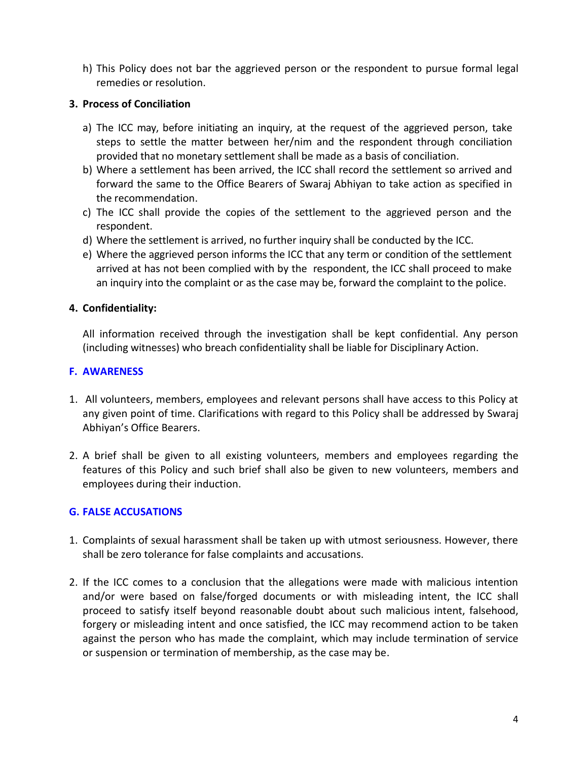h) This Policy does not bar the aggrieved person or the respondent to pursue formal legal remedies or resolution.

**3. Process of Conciliation**

a) The ICC may, before initiating an inquiry, at the request of the aggrieved person, take steps to settle the matter between her/nim and the respondent through conciliation provided that no monetary settlement shall be made as a basis of conciliation.
b) Where a settlement has been arrived, the ICC shall record the settlement so arrived and forward the same to the Office Bearers of Swaraj Abhiyan to take action as specified in the recommendation.
c) The ICC shall provide the copies of the settlement to the aggrieved person and the respondent.
d) Where the settlement is arrived, no further inquiry shall be conducted by the ICC.
e) Where the aggrieved person informs the ICC that any term or condition of the settlement arrived at has not been complied with by the respondent, the ICC shall proceed to make an inquiry into the complaint or as the case may be, forward the complaint to the police.

**4. Confidentiality:**

All information received through the investigation shall be kept confidential. Any person (including witnesses) who breach confidentiality shall be liable for Disciplinary Action.

## F. AWARENESS

1. All volunteers, members, employees and relevant persons shall have access to this Policy at any given point of time. Clarifications with regard to this Policy shall be addressed by Swaraj Abhiyan's Office Bearers.

2. A brief shall be given to all existing volunteers, members and employees regarding the features of this Policy and such brief shall also be given to new volunteers, members and employees during their induction.

## G. FALSE ACCUSATIONS

1. Complaints of sexual harassment shall be taken up with utmost seriousness. However, there shall be zero tolerance for false complaints and accusations.

2. If the ICC comes to a conclusion that the allegations were made with malicious intention and/or were based on false/forged documents or with misleading intent, the ICC shall proceed to satisfy itself beyond reasonable doubt about such malicious intent, falsehood, forgery or misleading intent and once satisfied, the ICC may recommend action to be taken against the person who has made the complaint, which may include termination of service or suspension or termination of membership, as the case may be.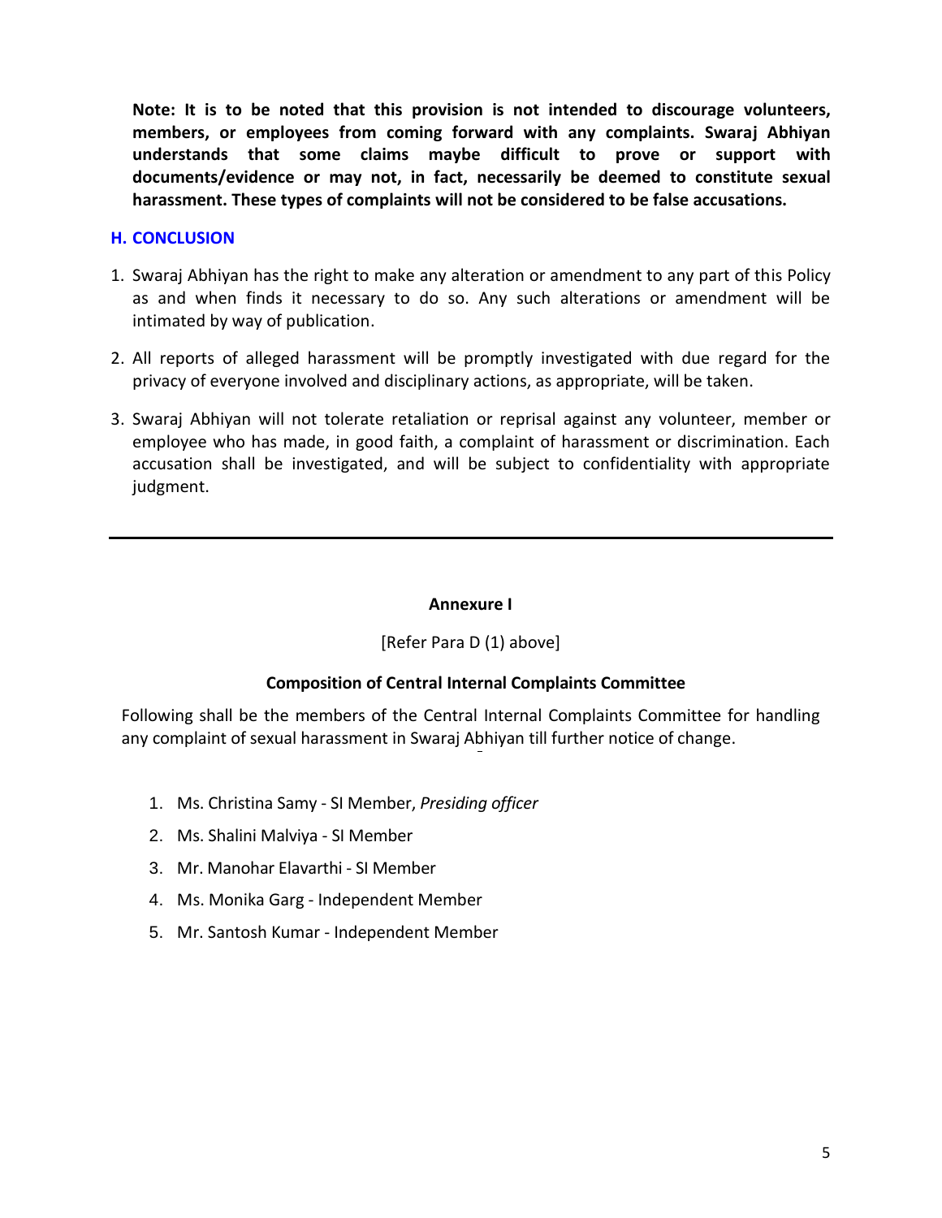**Note: It is to be noted that this provision is not intended to discourage volunteers, members, or employees from coming forward with any complaints. Swaraj Abhiyan understands that some claims maybe difficult to prove or support with documents/evidence or may not, in fact, necessarily be deemed to constitute sexual harassment. These types of complaints will not be considered to be false accusations.**

## H. CONCLUSION

1. Swaraj Abhiyan has the right to make any alteration or amendment to any part of this Policy as and when finds it necessary to do so. Any such alterations or amendment will be intimated by way of publication.
2. All reports of alleged harassment will be promptly investigated with due regard for the privacy of everyone involved and disciplinary actions, as appropriate, will be taken.
3. Swaraj Abhiyan will not tolerate retaliation or reprisal against any volunteer, member or employee who has made, in good faith, a complaint of harassment or discrimination. Each accusation shall be investigated, and will be subject to confidentiality with appropriate judgment.

---

**Annexure I**

[Refer Para D (1) above]

**Composition of Central Internal Complaints Committee**

Following shall be the members of the Central Internal Complaints Committee for handling any complaint of sexual harassment in Swaraj Abhiyan till further notice of change.

1. Ms. Christina Samy - SI Member, *Presiding officer*
2. Ms. Shalini Malviya - SI Member
3. Mr. Manohar Elavarthi - SI Member
4. Ms. Monika Garg - Independent Member
5. Mr. Santosh Kumar - Independent Member